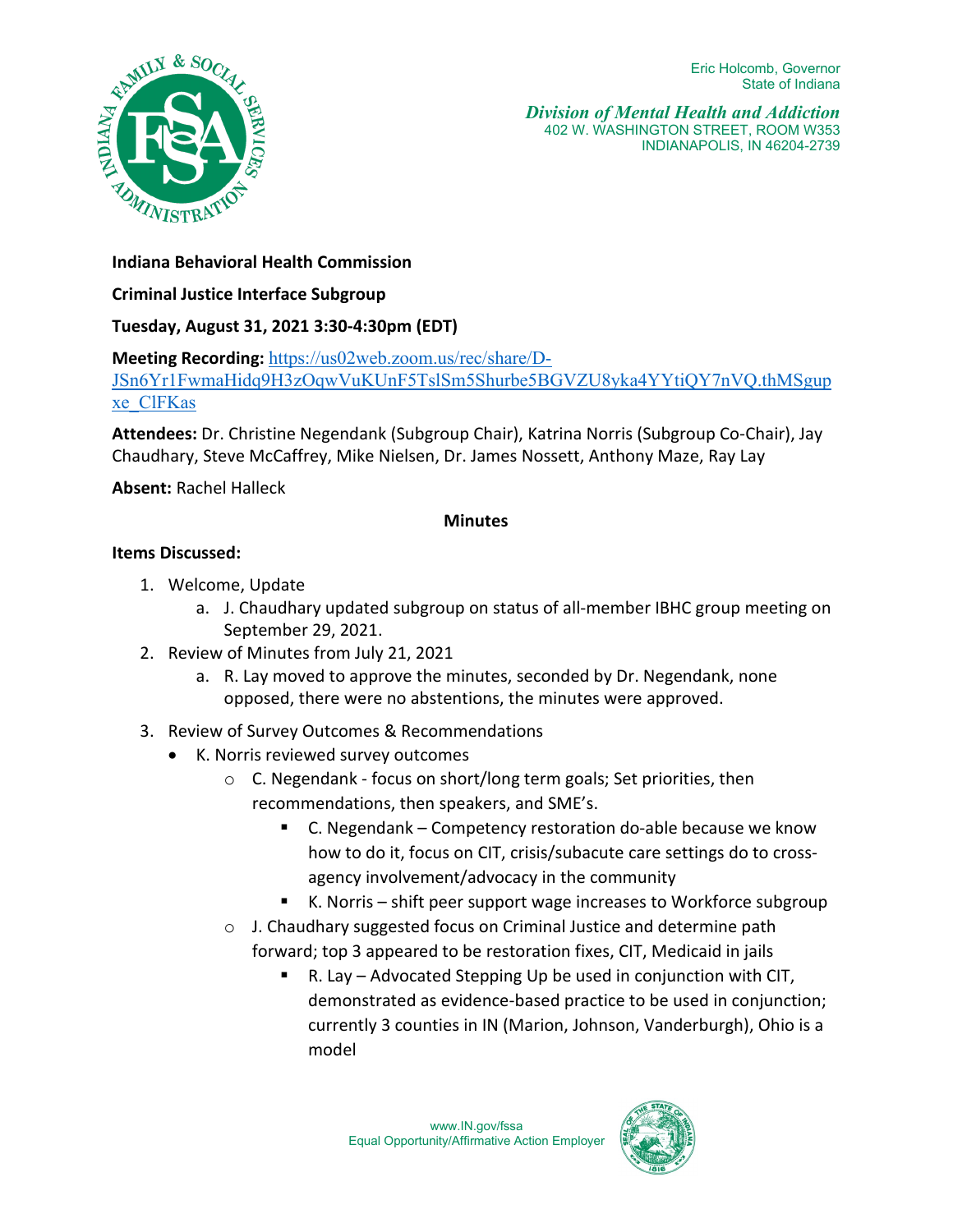Eric Holcomb, Governor
State of Indiana

*Division of Mental Health and Addiction*
402 W. WASHINGTON STREET, ROOM W353
INDIANAPOLIS, IN 46204-2739

**Indiana Behavioral Health Commission**

**Criminal Justice Interface Subgroup**

**Tuesday, August 31, 2021 3:30-4:30pm (EDT)**

**Meeting Recording:** https://us02web.zoom.us/rec/share/D-JSn6Yr1FwmaHidq9H3zOqwVuKUnF5TslSm5Shurbe5BGVZU8yka4YYtiQY7nVQ.thMSgupxe_ClFKas

**Attendees:** Dr. Christine Negendank (Subgroup Chair), Katrina Norris (Subgroup Co-Chair), Jay Chaudhary, Steve McCaffrey, Mike Nielsen, Dr. James Nossett, Anthony Maze, Ray Lay

**Absent:** Rachel Halleck

**Minutes**

**Items Discussed:**

1. Welcome, Update
   a. J. Chaudhary updated subgroup on status of all-member IBHC group meeting on September 29, 2021.
2. Review of Minutes from July 21, 2021
   a. R. Lay moved to approve the minutes, seconded by Dr. Negendank, none opposed, there were no abstentions, the minutes were approved.
3. Review of Survey Outcomes & Recommendations
   - K. Norris reviewed survey outcomes
     - C. Negendank - focus on short/long term goals; Set priorities, then recommendations, then speakers, and SME's.
       - C. Negendank – Competency restoration do-able because we know how to do it, focus on CIT, crisis/subacute care settings do to cross-agency involvement/advocacy in the community
       - K. Norris – shift peer support wage increases to Workforce subgroup
     - J. Chaudhary suggested focus on Criminal Justice and determine path forward; top 3 appeared to be restoration fixes, CIT, Medicaid in jails
       - R. Lay – Advocated Stepping Up be used in conjunction with CIT, demonstrated as evidence-based practice to be used in conjunction; currently 3 counties in IN (Marion, Johnson, Vanderburgh), Ohio is a model

www.IN.gov/fssa
Equal Opportunity/Affirmative Action Employer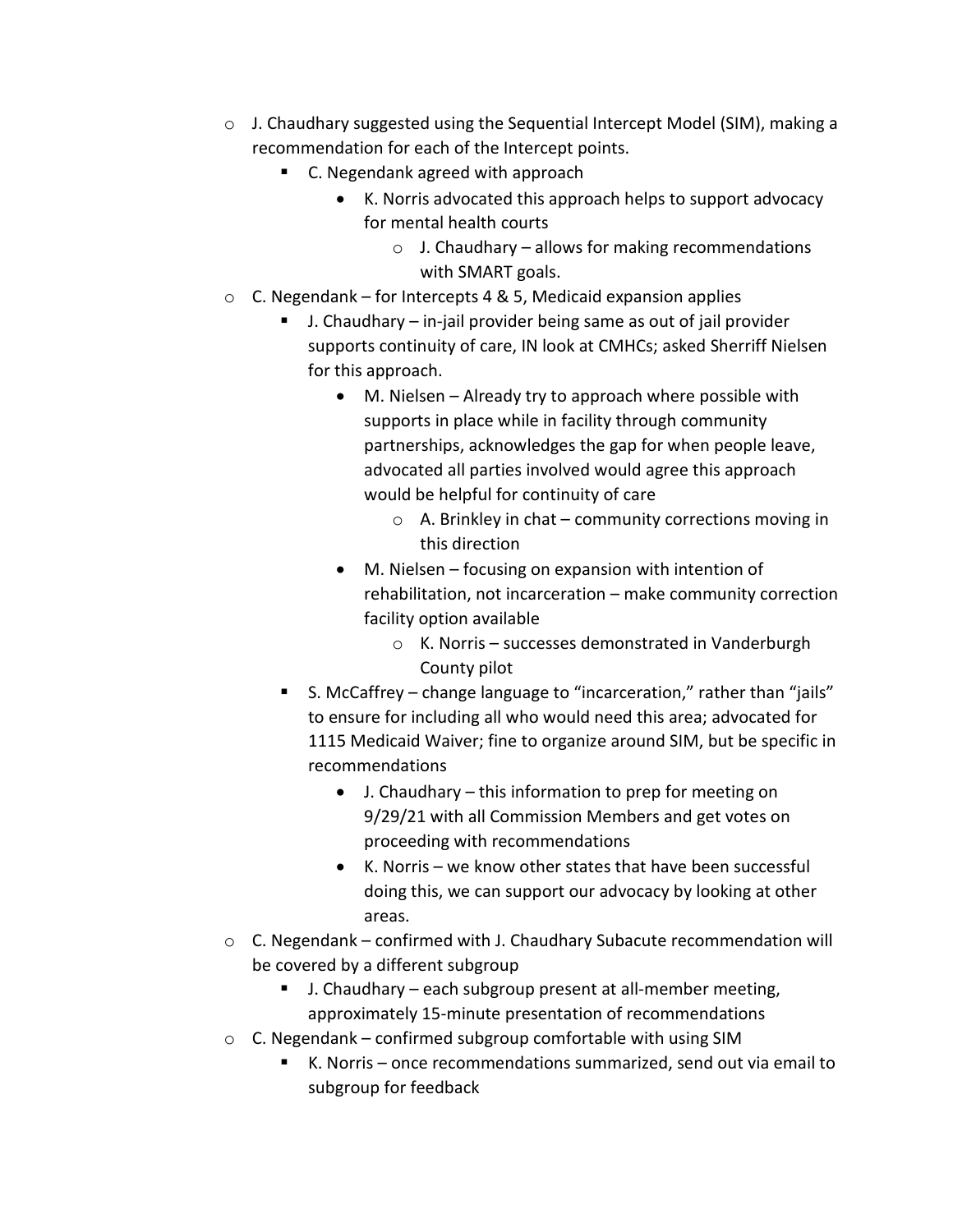- J. Chaudhary suggested using the Sequential Intercept Model (SIM), making a recommendation for each of the Intercept points.
  - C. Negendank agreed with approach
    - K. Norris advocated this approach helps to support advocacy for mental health courts
      - J. Chaudhary – allows for making recommendations with SMART goals.
- C. Negendank – for Intercepts 4 & 5, Medicaid expansion applies
  - J. Chaudhary – in-jail provider being same as out of jail provider supports continuity of care, IN look at CMHCs; asked Sherriff Nielsen for this approach.
    - M. Nielsen – Already try to approach where possible with supports in place while in facility through community partnerships, acknowledges the gap for when people leave, advocated all parties involved would agree this approach would be helpful for continuity of care
      - A. Brinkley in chat – community corrections moving in this direction
    - M. Nielsen – focusing on expansion with intention of rehabilitation, not incarceration – make community correction facility option available
      - K. Norris – successes demonstrated in Vanderburgh County pilot
  - S. McCaffrey – change language to "incarceration," rather than "jails" to ensure for including all who would need this area; advocated for 1115 Medicaid Waiver; fine to organize around SIM, but be specific in recommendations
    - J. Chaudhary – this information to prep for meeting on 9/29/21 with all Commission Members and get votes on proceeding with recommendations
    - K. Norris – we know other states that have been successful doing this, we can support our advocacy by looking at other areas.
- C. Negendank – confirmed with J. Chaudhary Subacute recommendation will be covered by a different subgroup
  - J. Chaudhary – each subgroup present at all-member meeting, approximately 15-minute presentation of recommendations
- C. Negendank – confirmed subgroup comfortable with using SIM
  - K. Norris – once recommendations summarized, send out via email to subgroup for feedback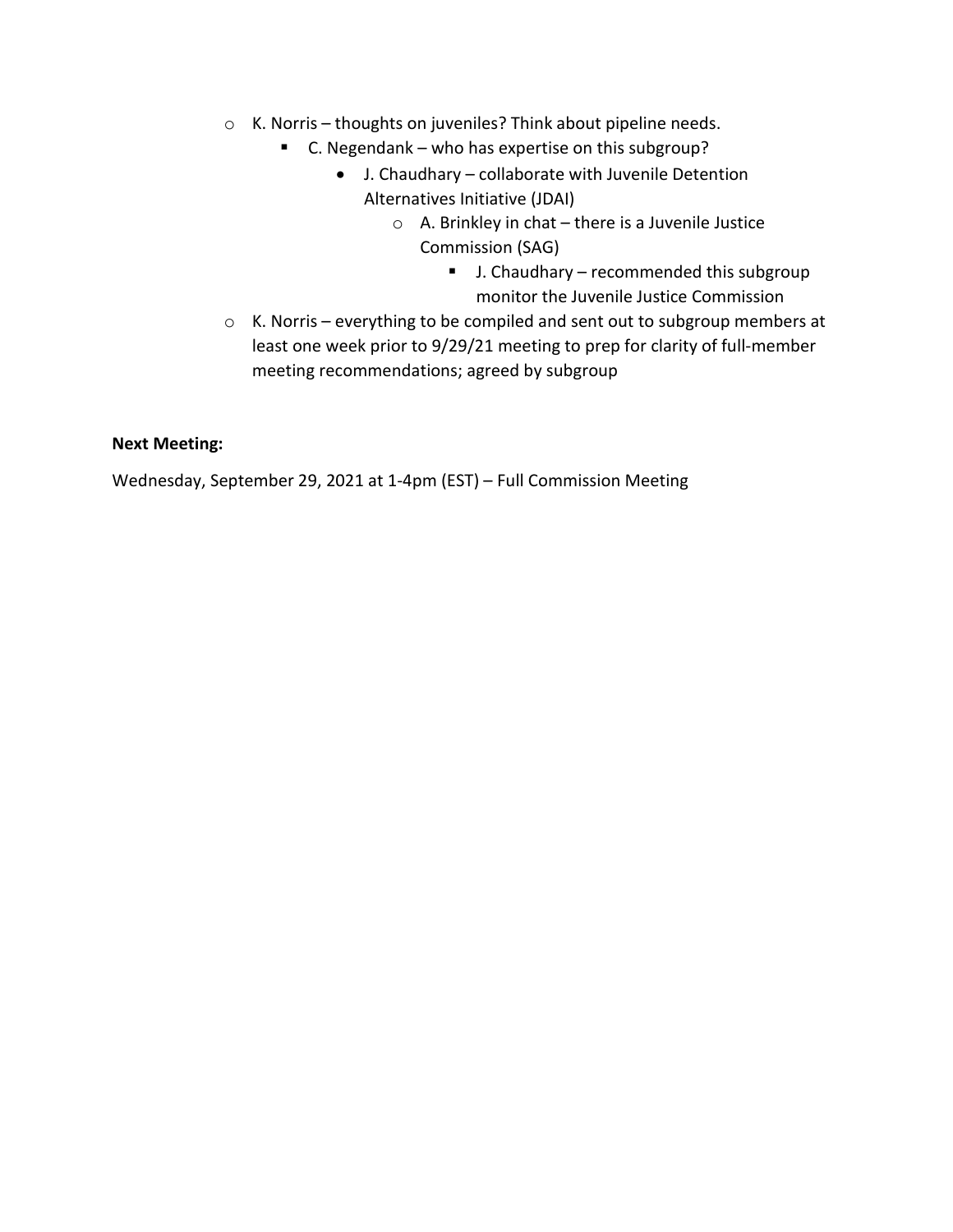- K. Norris – thoughts on juveniles? Think about pipeline needs.
  - C. Negendank – who has expertise on this subgroup?
    - J. Chaudhary – collaborate with Juvenile Detention Alternatives Initiative (JDAI)
      - A. Brinkley in chat – there is a Juvenile Justice Commission (SAG)
        - J. Chaudhary – recommended this subgroup monitor the Juvenile Justice Commission
- K. Norris – everything to be compiled and sent out to subgroup members at least one week prior to 9/29/21 meeting to prep for clarity of full-member meeting recommendations; agreed by subgroup

**Next Meeting:**

Wednesday, September 29, 2021 at 1-4pm (EST) – Full Commission Meeting